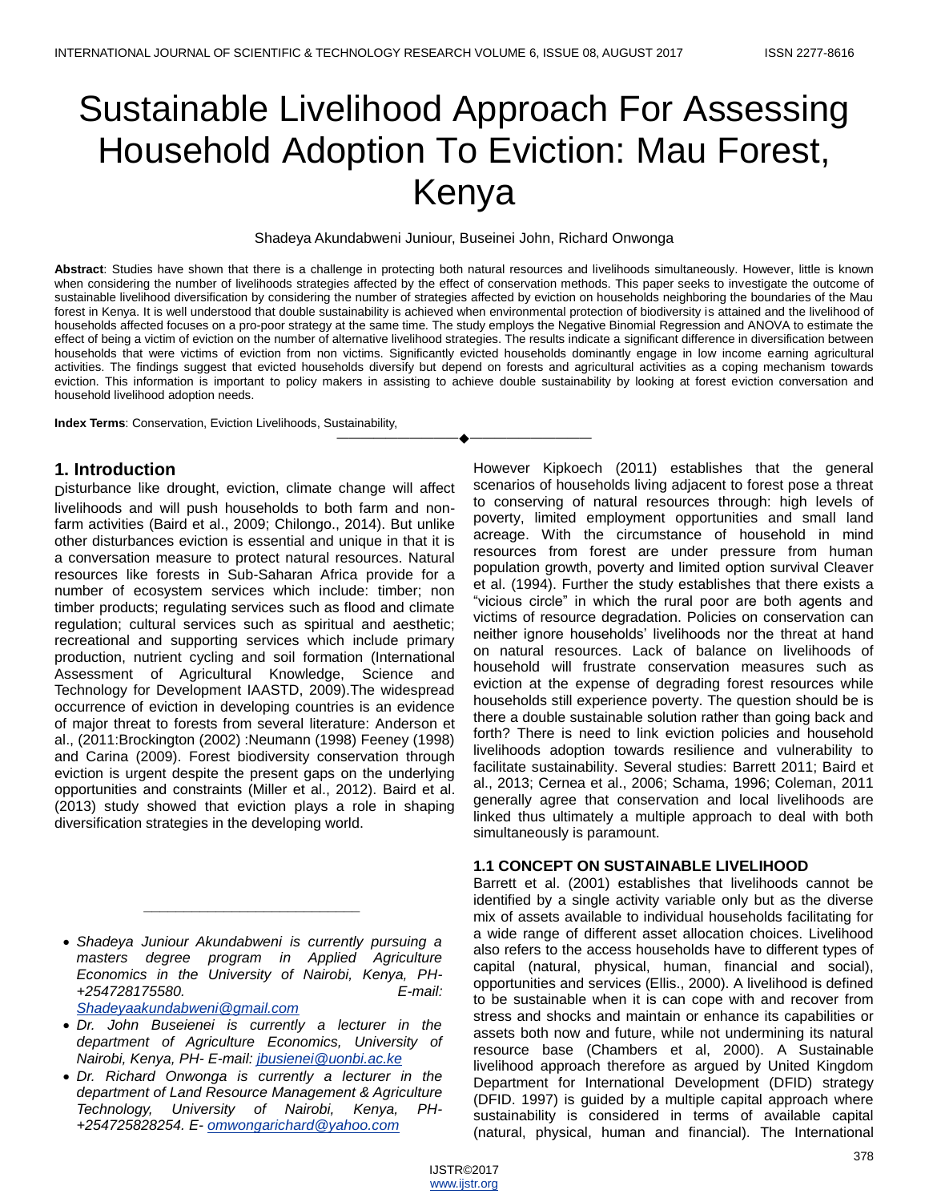# Sustainable Livelihood Approach For Assessing Household Adoption To Eviction: Mau Forest, Kenya

Shadeya Akundabweni Juniour, Buseinei John, Richard Onwonga

**Abstract**: Studies have shown that there is a challenge in protecting both natural resources and livelihoods simultaneously. However, little is known when considering the number of livelihoods strategies affected by the effect of conservation methods. This paper seeks to investigate the outcome of sustainable livelihood diversification by considering the number of strategies affected by eviction on households neighboring the boundaries of the Mau forest in Kenya. It is well understood that double sustainability is achieved when environmental protection of biodiversity is attained and the livelihood of households affected focuses on a pro-poor strategy at the same time. The study employs the Negative Binomial Regression and ANOVA to estimate the effect of being a victim of eviction on the number of alternative livelihood strategies. The results indicate a significant difference in diversification between households that were victims of eviction from non victims. Significantly evicted households dominantly engage in low income earning agricultural activities. The findings suggest that evicted households diversify but depend on forests and agricultural activities as a coping mechanism towards eviction. This information is important to policy makers in assisting to achieve double sustainability by looking at forest eviction conversation and household livelihood adoption needs.

**Index Terms**: Conservation, Eviction Livelihoods, Sustainability,

## 1. Introduction

Disturbance like drought, eviction, climate change will affect livelihoods and will push households to both farm and non-farm activities (Baird et al., 2009; Chilongo., 2014). But unlike other disturbances eviction is essential and unique in that it is a conversation measure to protect natural resources. Natural resources like forests in Sub-Saharan Africa provide for a number of ecosystem services which include: timber; non timber products; regulating services such as flood and climate regulation; cultural services such as spiritual and aesthetic; recreational and supporting services which include primary production, nutrient cycling and soil formation (International Assessment of Agricultural Knowledge, Science and Technology for Development IAASTD, 2009).The widespread occurrence of eviction in developing countries is an evidence of major threat to forests from several literature: Anderson et al., (2011:Brockington (2002) :Neumann (1998) Feeney (1998) and Carina (2009). Forest biodiversity conservation through eviction is urgent despite the present gaps on the underlying opportunities and constraints (Miller et al., 2012). Baird et al. (2013) study showed that eviction plays a role in shaping diversification strategies in the developing world.

- *Shadeya Juniour Akundabweni is currently pursuing a masters degree program in Applied Agriculture Economics in the University of Nairobi, Kenya, PH- +254728175580. E-mail: Shadeyaakundabweni@gmail.com*
- *Dr. John Buseienei is currently a lecturer in the department of Agriculture Economics, University of Nairobi, Kenya, PH- E-mail: jbusienei@uonbi.ac.ke*
- *Dr. Richard Onwonga is currently a lecturer in the department of Land Resource Management & Agriculture Technology, University of Nairobi, Kenya, PH- +254725828254. E- omwongarichard@yahoo.com*

However Kipkoech (2011) establishes that the general scenarios of households living adjacent to forest pose a threat to conserving of natural resources through: high levels of poverty, limited employment opportunities and small land acreage. With the circumstance of household in mind resources from forest are under pressure from human population growth, poverty and limited option survival Cleaver et al. (1994). Further the study establishes that there exists a "vicious circle" in which the rural poor are both agents and victims of resource degradation. Policies on conservation can neither ignore households' livelihoods nor the threat at hand on natural resources. Lack of balance on livelihoods of household will frustrate conservation measures such as eviction at the expense of degrading forest resources while households still experience poverty. The question should be is there a double sustainable solution rather than going back and forth? There is need to link eviction policies and household livelihoods adoption towards resilience and vulnerability to facilitate sustainability. Several studies: Barrett 2011; Baird et al., 2013; Cernea et al., 2006; Schama, 1996; Coleman, 2011 generally agree that conservation and local livelihoods are linked thus ultimately a multiple approach to deal with both simultaneously is paramount.

### 1.1 CONCEPT ON SUSTAINABLE LIVELIHOOD

Barrett et al. (2001) establishes that livelihoods cannot be identified by a single activity variable only but as the diverse mix of assets available to individual households facilitating for a wide range of different asset allocation choices. Livelihood also refers to the access households have to different types of capital (natural, physical, human, financial and social), opportunities and services (Ellis., 2000). A livelihood is defined to be sustainable when it is can cope with and recover from stress and shocks and maintain or enhance its capabilities or assets both now and future, while not undermining its natural resource base (Chambers et al, 2000). A Sustainable livelihood approach therefore as argued by United Kingdom Department for International Development (DFID) strategy (DFID. 1997) is guided by a multiple capital approach where sustainability is considered in terms of available capital (natural, physical, human and financial). The International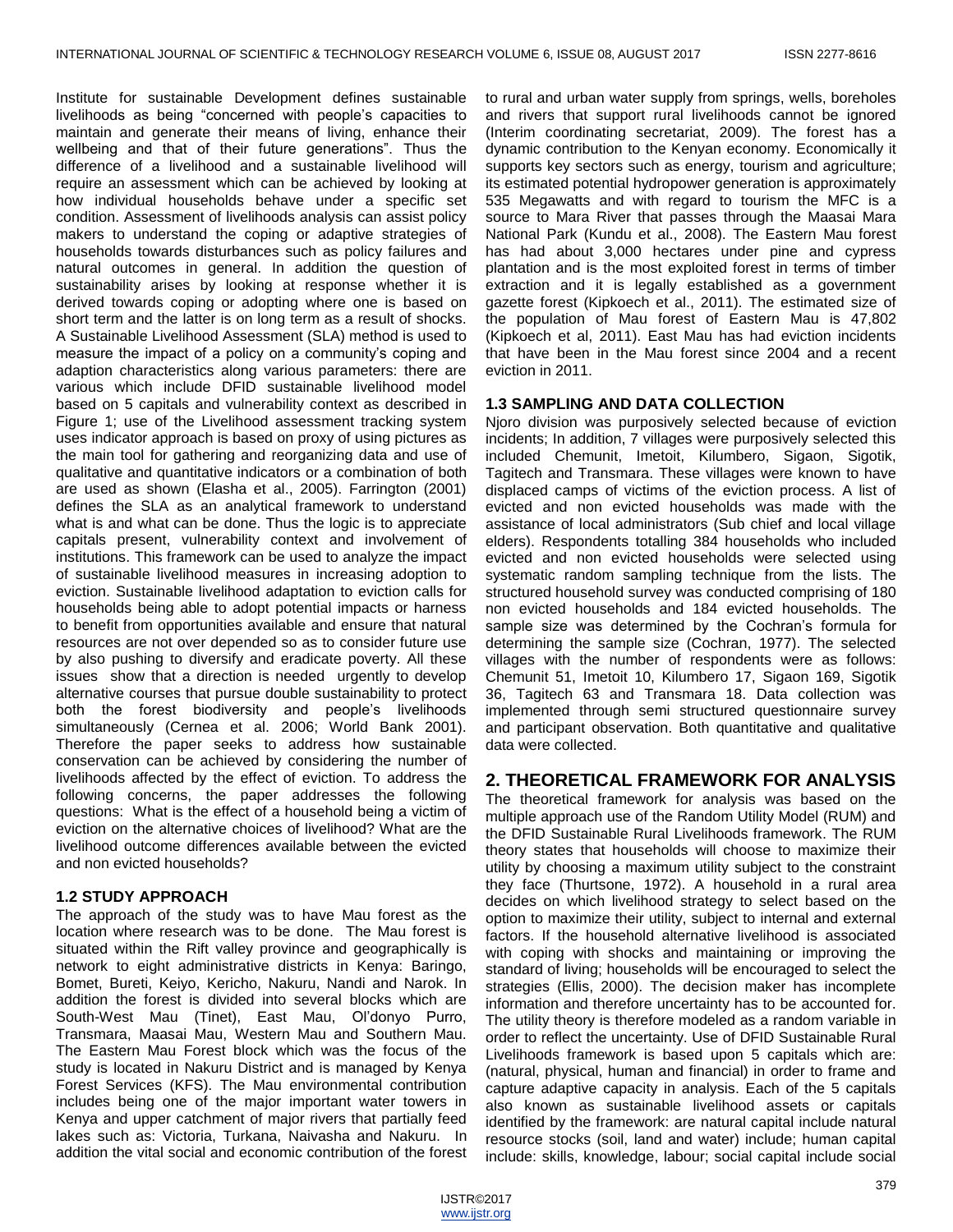Institute for sustainable Development defines sustainable livelihoods as being "concerned with people's capacities to maintain and generate their means of living, enhance their wellbeing and that of their future generations". Thus the difference of a livelihood and a sustainable livelihood will require an assessment which can be achieved by looking at how individual households behave under a specific set condition. Assessment of livelihoods analysis can assist policy makers to understand the coping or adaptive strategies of households towards disturbances such as policy failures and natural outcomes in general. In addition the question of sustainability arises by looking at response whether it is derived towards coping or adopting where one is based on short term and the latter is on long term as a result of shocks. A Sustainable Livelihood Assessment (SLA) method is used to measure the impact of a policy on a community's coping and adaption characteristics along various parameters: there are various which include DFID sustainable livelihood model based on 5 capitals and vulnerability context as described in Figure 1; use of the Livelihood assessment tracking system uses indicator approach is based on proxy of using pictures as the main tool for gathering and reorganizing data and use of qualitative and quantitative indicators or a combination of both are used as shown (Elasha et al., 2005). Farrington (2001) defines the SLA as an analytical framework to understand what is and what can be done. Thus the logic is to appreciate capitals present, vulnerability context and involvement of institutions. This framework can be used to analyze the impact of sustainable livelihood measures in increasing adoption to eviction. Sustainable livelihood adaptation to eviction calls for households being able to adopt potential impacts or harness to benefit from opportunities available and ensure that natural resources are not over depended so as to consider future use by also pushing to diversify and eradicate poverty. All these issues show that a direction is needed urgently to develop alternative courses that pursue double sustainability to protect both the forest biodiversity and people's livelihoods simultaneously (Cernea et al. 2006; World Bank 2001). Therefore the paper seeks to address how sustainable conservation can be achieved by considering the number of livelihoods affected by the effect of eviction. To address the following concerns, the paper addresses the following questions: What is the effect of a household being a victim of eviction on the alternative choices of livelihood? What are the livelihood outcome differences available between the evicted and non evicted households?

### 1.2 STUDY APPROACH

The approach of the study was to have Mau forest as the location where research was to be done. The Mau forest is situated within the Rift valley province and geographically is network to eight administrative districts in Kenya: Baringo, Bomet, Bureti, Keiyo, Kericho, Nakuru, Nandi and Narok. In addition the forest is divided into several blocks which are South-West Mau (Tinet), East Mau, Ol'donyo Purro, Transmara, Maasai Mau, Western Mau and Southern Mau. The Eastern Mau Forest block which was the focus of the study is located in Nakuru District and is managed by Kenya Forest Services (KFS). The Mau environmental contribution includes being one of the major important water towers in Kenya and upper catchment of major rivers that partially feed lakes such as: Victoria, Turkana, Naivasha and Nakuru. In addition the vital social and economic contribution of the forest to rural and urban water supply from springs, wells, boreholes and rivers that support rural livelihoods cannot be ignored (Interim coordinating secretariat, 2009). The forest has a dynamic contribution to the Kenyan economy. Economically it supports key sectors such as energy, tourism and agriculture; its estimated potential hydropower generation is approximately 535 Megawatts and with regard to tourism the MFC is a source to Mara River that passes through the Maasai Mara National Park (Kundu et al., 2008). The Eastern Mau forest has had about 3,000 hectares under pine and cypress plantation and is the most exploited forest in terms of timber extraction and it is legally established as a government gazette forest (Kipkoech et al., 2011). The estimated size of the population of Mau forest of Eastern Mau is 47,802 (Kipkoech et al, 2011). East Mau has had eviction incidents that have been in the Mau forest since 2004 and a recent eviction in 2011.

### 1.3 SAMPLING AND DATA COLLECTION

Njoro division was purposively selected because of eviction incidents; In addition, 7 villages were purposively selected this included Chemunit, Imetoit, Kilumbero, Sigaon, Sigotik, Tagitech and Transmara. These villages were known to have displaced camps of victims of the eviction process. A list of evicted and non evicted households was made with the assistance of local administrators (Sub chief and local village elders). Respondents totalling 384 households who included evicted and non evicted households were selected using systematic random sampling technique from the lists. The structured household survey was conducted comprising of 180 non evicted households and 184 evicted households. The sample size was determined by the Cochran's formula for determining the sample size (Cochran, 1977). The selected villages with the number of respondents were as follows: Chemunit 51, Imetoit 10, Kilumbero 17, Sigaon 169, Sigotik 36, Tagitech 63 and Transmara 18. Data collection was implemented through semi structured questionnaire survey and participant observation. Both quantitative and qualitative data were collected.

## 2. THEORETICAL FRAMEWORK FOR ANALYSIS

The theoretical framework for analysis was based on the multiple approach use of the Random Utility Model (RUM) and the DFID Sustainable Rural Livelihoods framework. The RUM theory states that households will choose to maximize their utility by choosing a maximum utility subject to the constraint they face (Thurtsone, 1972). A household in a rural area decides on which livelihood strategy to select based on the option to maximize their utility, subject to internal and external factors. If the household alternative livelihood is associated with coping with shocks and maintaining or improving the standard of living; households will be encouraged to select the strategies (Ellis, 2000). The decision maker has incomplete information and therefore uncertainty has to be accounted for. The utility theory is therefore modeled as a random variable in order to reflect the uncertainty. Use of DFID Sustainable Rural Livelihoods framework is based upon 5 capitals which are: (natural, physical, human and financial) in order to frame and capture adaptive capacity in analysis. Each of the 5 capitals also known as sustainable livelihood assets or capitals identified by the framework: are natural capital include natural resource stocks (soil, land and water) include; human capital include: skills, knowledge, labour; social capital include social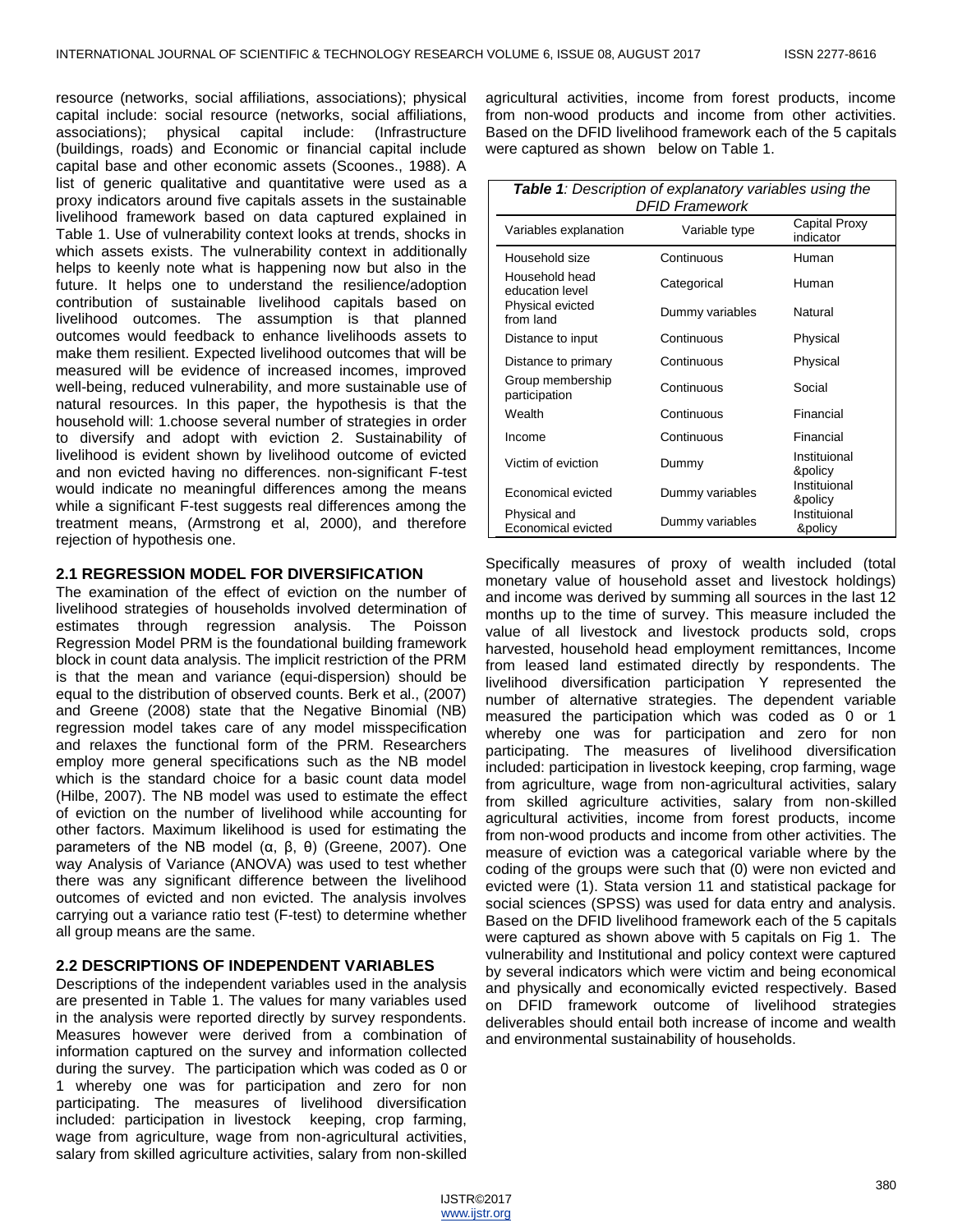resource (networks, social affiliations, associations); physical capital include: social resource (networks, social affiliations, associations); physical capital include: (Infrastructure (buildings, roads) and Economic or financial capital include capital base and other economic assets (Scoones., 1988). A list of generic qualitative and quantitative were used as a proxy indicators around five capitals assets in the sustainable livelihood framework based on data captured explained in Table 1. Use of vulnerability context looks at trends, shocks in which assets exists. The vulnerability context in additionally helps to keenly note what is happening now but also in the future. It helps one to understand the resilience/adoption contribution of sustainable livelihood capitals based on livelihood outcomes. The assumption is that planned outcomes would feedback to enhance livelihoods assets to make them resilient. Expected livelihood outcomes that will be measured will be evidence of increased incomes, improved well-being, reduced vulnerability, and more sustainable use of natural resources. In this paper, the hypothesis is that the household will: 1.choose several number of strategies in order to diversify and adopt with eviction 2. Sustainability of livelihood is evident shown by livelihood outcome of evicted and non evicted having no differences. non-significant F-test would indicate no meaningful differences among the means while a significant F-test suggests real differences among the treatment means, (Armstrong et al, 2000), and therefore rejection of hypothesis one.

## 2.1 REGRESSION MODEL FOR DIVERSIFICATION

The examination of the effect of eviction on the number of livelihood strategies of households involved determination of estimates through regression analysis. The Poisson Regression Model PRM is the foundational building framework block in count data analysis. The implicit restriction of the PRM is that the mean and variance (equi-dispersion) should be equal to the distribution of observed counts. Berk et al., (2007) and Greene (2008) state that the Negative Binomial (NB) regression model takes care of any model misspecification and relaxes the functional form of the PRM. Researchers employ more general specifications such as the NB model which is the standard choice for a basic count data model (Hilbe, 2007). The NB model was used to estimate the effect of eviction on the number of livelihood while accounting for other factors. Maximum likelihood is used for estimating the parameters of the NB model ($\alpha$, $\beta$, $\theta$) (Greene, 2007). One way Analysis of Variance (ANOVA) was used to test whether there was any significant difference between the livelihood outcomes of evicted and non evicted. The analysis involves carrying out a variance ratio test (F-test) to determine whether all group means are the same.

## 2.2 DESCRIPTIONS OF INDEPENDENT VARIABLES

Descriptions of the independent variables used in the analysis are presented in Table 1. The values for many variables used in the analysis were reported directly by survey respondents. Measures however were derived from a combination of information captured on the survey and information collected during the survey. The participation which was coded as 0 or 1 whereby one was for participation and zero for non participating. The measures of livelihood diversification included: participation in livestock keeping, crop farming, wage from agriculture, wage from non-agricultural activities, salary from skilled agriculture activities, salary from non-skilled agricultural activities, income from forest products, income from non-wood products and income from other activities. Based on the DFID livelihood framework each of the 5 capitals were captured as shown below on Table 1.

***Table 1**: Description of explanatory variables using the DFID Framework*

| Variables explanation | Variable type | Capital Proxy indicator |
|---|---|---|
| Household size | Continuous | Human |
| Household head education level | Categorical | Human |
| Physical evicted from land | Dummy variables | Natural |
| Distance to input | Continuous | Physical |
| Distance to primary | Continuous | Physical |
| Group membership participation | Continuous | Social |
| Wealth | Continuous | Financial |
| Income | Continuous | Financial |
| Victim of eviction | Dummy | Instituional &policy |
| Economical evicted | Dummy variables | Instituional &policy |
| Physical and Economical evicted | Dummy variables | Instituional &policy |

Specifically measures of proxy of wealth included (total monetary value of household asset and livestock holdings) and income was derived by summing all sources in the last 12 months up to the time of survey. This measure included the value of all livestock and livestock products sold, crops harvested, household head employment remittances, Income from leased land estimated directly by respondents. The livelihood diversification participation Y represented the number of alternative strategies. The dependent variable measured the participation which was coded as 0 or 1 whereby one was for participation and zero for non participating. The measures of livelihood diversification included: participation in livestock keeping, crop farming, wage from agriculture, wage from non-agricultural activities, salary from skilled agriculture activities, salary from non-skilled agricultural activities, income from forest products, income from non-wood products and income from other activities. The measure of eviction was a categorical variable where by the coding of the groups were such that (0) were non evicted and evicted were (1). Stata version 11 and statistical package for social sciences (SPSS) was used for data entry and analysis. Based on the DFID livelihood framework each of the 5 capitals were captured as shown above with 5 capitals on Fig 1. The vulnerability and Institutional and policy context were captured by several indicators which were victim and being economical and physically and economically evicted respectively. Based on DFID framework outcome of livelihood strategies deliverables should entail both increase of income and wealth and environmental sustainability of households.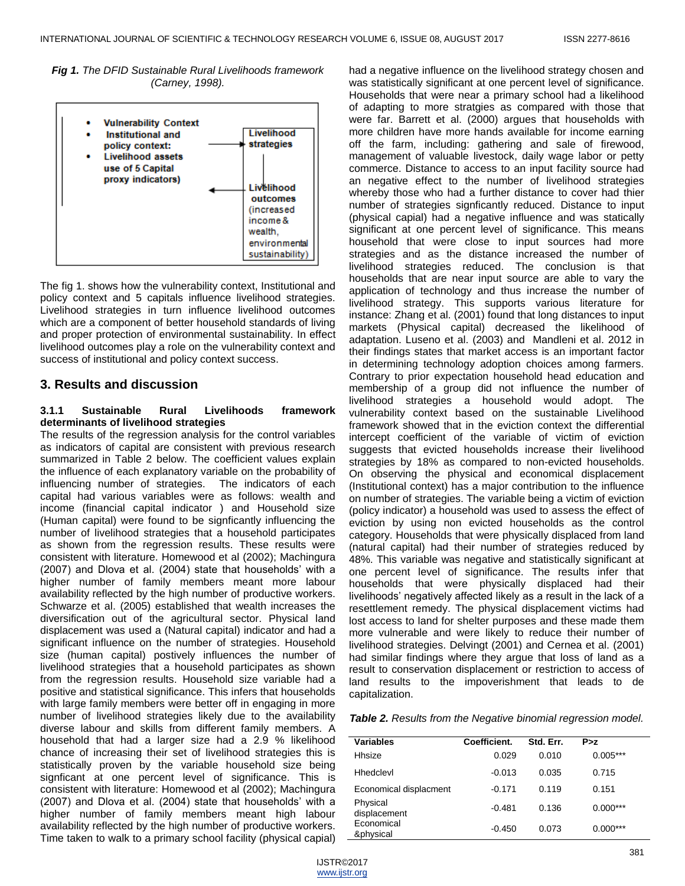***Fig 1.*** *The DFID Sustainable Rural Livelihoods framework (Carney, 1998).*

- **Vulnerability Context**
- **Institutional and policy context:**
- **Livelihood assets use of 5 Capital proxy indicators)**

**Livelihood strategies**

**Livelihood outcomes** (increased income & wealth, environmental sustainability)

The fig 1. shows how the vulnerability context, Institutional and policy context and 5 capitals influence livelihood strategies. Livelihood strategies in turn influence livelihood outcomes which are a component of better household standards of living and proper protection of environmental sustainability. In effect livelihood outcomes play a role on the vulnerability context and success of institutional and policy context success.

## 3. Results and discussion

### 3.1.1 Sustainable Rural Livelihoods framework determinants of livelihood strategies

The results of the regression analysis for the control variables as indicators of capital are consistent with previous research summarized in Table 2 below. The coefficient values explain the influence of each explanatory variable on the probability of influencing number of strategies. The indicators of each capital had various variables were as follows: wealth and income (financial capital indicator ) and Household size (Human capital) were found to be signficantly influencing the number of livelihood strategies that a household participates as shown from the regression results. These results were consistent with literature. Homewood et al (2002); Machingura (2007) and Dlova et al. (2004) state that households' with a higher number of family members meant more labour availability reflected by the high number of productive workers. Schwarze et al. (2005) established that wealth increases the diversification out of the agricultural sector. Physical land displacement was used a (Natural capital) indicator and had a significant influence on the number of strategies. Household size (human capital) postively influences the number of livelihood strategies that a household participates as shown from the regression results. Household size variable had a positive and statistical significance. This infers that households with large family members were better off in engaging in more number of livelihood strategies likely due to the availability diverse labour and skills from different family members. A household that had a larger size had a 2.9 % likelihood chance of increasing their set of livelihood strategies this is statistically proven by the variable household size being signficant at one percent level of significance. This is consistent with literature: Homewood et al (2002); Machingura (2007) and Dlova et al. (2004) state that households' with a higher number of family members meant high labour availability reflected by the high number of productive workers. Time taken to walk to a primary school facility (physical capital) had a negative influence on the livelihood strategy chosen and was statistically significant at one percent level of significance. Households that were near a primary school had a likelihood of adapting to more stratgies as compared with those that were far. Barrett et al. (2000) argues that households with more children have more hands available for income earning off the farm, including: gathering and sale of firewood, management of valuable livestock, daily wage labor or petty commerce. Distance to access to an input facility source had an negative effect to the number of livelihood strategies whereby those who had a further distance to cover had thier number of strategies signficantly reduced. Distance to input (physical capial) had a negative influence and was statically significant at one percent level of significance. This means household that were close to input sources had more strategies and as the distance increased the number of livelihood strategies reduced. The conclusion is that households that are near input source are able to vary the application of technology and thus increase the number of livelihood strategy. This supports various literature for instance: Zhang et al. (2001) found that long distances to input markets (Physical capital) decreased the likelihood of adaptation. Luseno et al. (2003) and Mandleni et al. 2012 in their findings states that market access is an important factor in determining technology adoption choices among farmers. Contrary to prior expectation household head education and membership of a group did not influence the number of livelihood strategies a household would adopt. The vulnerability context based on the sustainable Livelihood framework showed that in the eviction context the differential intercept coefficient of the variable of victim of eviction suggests that evicted households increase their livelihood strategies by 18% as compared to non-evicted households. On observing the physical and economical displacement (Institutional context) has a major contribution to the influence on number of strategies. The variable being a victim of eviction (policy indicator) a household was used to assess the effect of eviction by using non evicted households as the control category. Households that were physically displaced from land (natural capital) had their number of strategies reduced by 48%. This variable was negative and statistically significant at one percent level of significance. The results infer that households that were physically displaced had their livelihoods' negatively affected likely as a result in the lack of a resettlement remedy. The physical displacement victims had lost access to land for shelter purposes and these made them more vulnerable and were likely to reduce their number of livelihood strategies. Delvingt (2001) and Cernea et al. (2001) had similar findings where they argue that loss of land as a result to conservation displacement or restriction to access of land results to the impoverishment that leads to de capitalization.

***Table 2.*** *Results from the Negative binomial regression model.*

| Variables | Coefficient. | Std. Err. | P>z |
|---|---|---|---|
| Hhsize | 0.029 | 0.010 | 0.005*** |
| Hhedclevl | -0.013 | 0.035 | 0.715 |
| Economical displacment | -0.171 | 0.119 | 0.151 |
| Physical displacement | -0.481 | 0.136 | 0.000*** |
| Economical &physical | -0.450 | 0.073 | 0.000*** |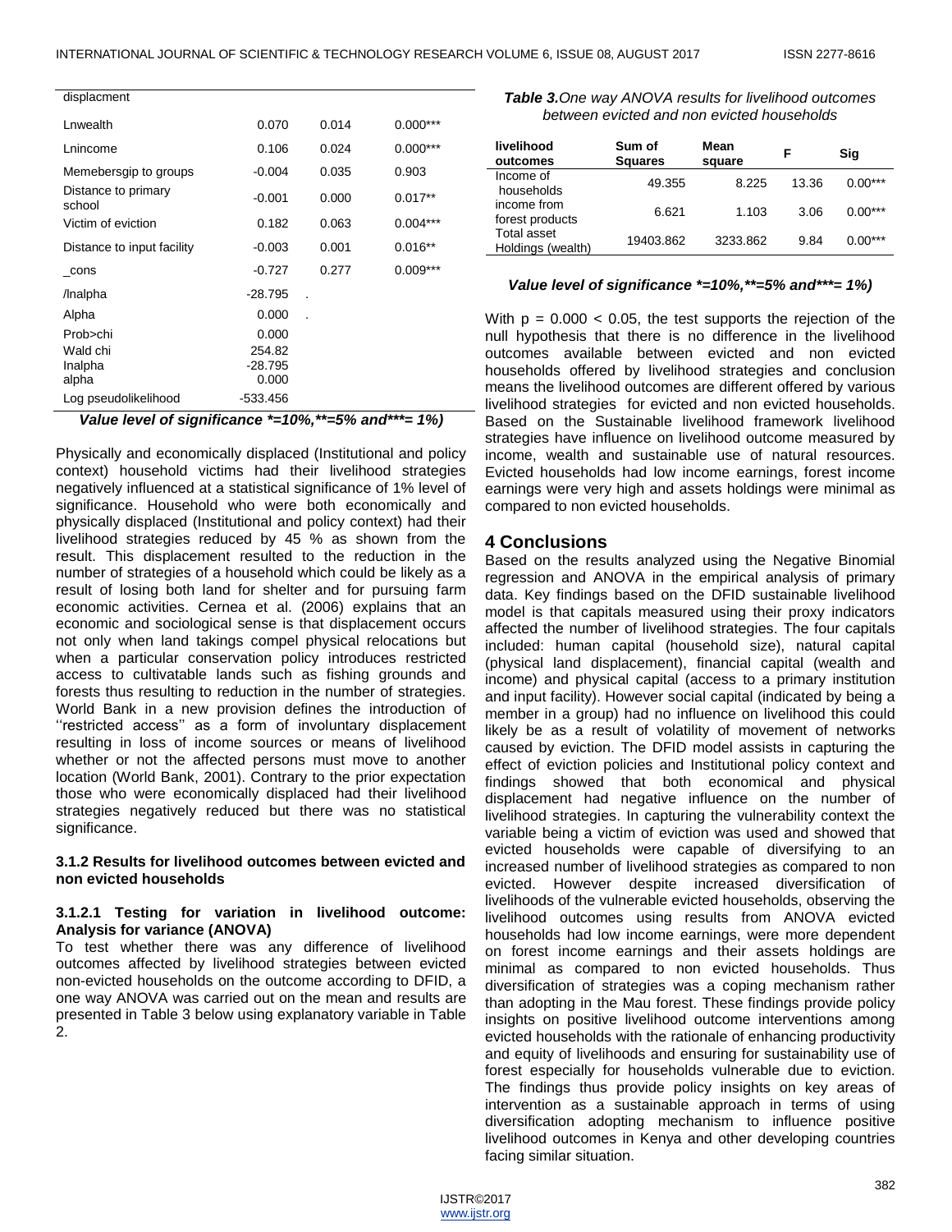| displacment | | | |
|---|---|---|---|
| Lnwealth | 0.070 | 0.014 | 0.000*** |
| Lnincome | 0.106 | 0.024 | 0.000*** |
| Memebersgip to groups | -0.004 | 0.035 | 0.903 |
| Distance to primary school | -0.001 | 0.000 | 0.017** |
| Victim of eviction | 0.182 | 0.063 | 0.004*** |
| Distance to input facility | -0.003 | 0.001 | 0.016** |
| _cons | -0.727 | 0.277 | 0.009*** |
| /lnalpha | -28.795 | . | |
| Alpha | 0.000 | . | |
| Prob>chi | 0.000 | | |
| Wald chi | 254.82 | | |
| Inalpha | -28.795 | | |
| alpha | 0.000 | | |
| Log pseudolikelihood | -533.456 | | |

***Value level of significance *=10%,**=5% and***= 1%)***

Physically and economically displaced (Institutional and policy context) household victims had their livelihood strategies negatively influenced at a statistical significance of 1% level of significance. Household who were both economically and physically displaced (Institutional and policy context) had their livelihood strategies reduced by 45 % as shown from the result. This displacement resulted to the reduction in the number of strategies of a household which could be likely as a result of losing both land for shelter and for pursuing farm economic activities. Cernea et al. (2006) explains that an economic and sociological sense is that displacement occurs not only when land takings compel physical relocations but when a particular conservation policy introduces restricted access to cultivatable lands such as fishing grounds and forests thus resulting to reduction in the number of strategies. World Bank in a new provision defines the introduction of ''restricted access'' as a form of involuntary displacement resulting in loss of income sources or means of livelihood whether or not the affected persons must move to another location (World Bank, 2001). Contrary to the prior expectation those who were economically displaced had their livelihood strategies negatively reduced but there was no statistical significance.

#### 3.1.2 Results for livelihood outcomes between evicted and non evicted households

##### 3.1.2.1 Testing for variation in livelihood outcome: Analysis for variance (ANOVA)

To test whether there was any difference of livelihood outcomes affected by livelihood strategies between evicted non-evicted households on the outcome according to DFID, a one way ANOVA was carried out on the mean and results are presented in Table 3 below using explanatory variable in Table 2.

***Table 3.****One way ANOVA results for livelihood outcomes between evicted and non evicted households*

| livelihood outcomes | Sum of Squares | Mean square | F | Sig |
|---|---|---|---|---|
| Income of households | 49.355 | 8.225 | 13.36 | 0.00*** |
| income from forest products | 6.621 | 1.103 | 3.06 | 0.00*** |
| Total asset Holdings (wealth) | 19403.862 | 3233.862 | 9.84 | 0.00*** |

***Value level of significance *=10%,**=5% and***= 1%)***

With $p = 0.000 < 0.05$, the test supports the rejection of the null hypothesis that there is no difference in the livelihood outcomes available between evicted and non evicted households offered by livelihood strategies and conclusion means the livelihood outcomes are different offered by various livelihood strategies for evicted and non evicted households. Based on the Sustainable livelihood framework livelihood strategies have influence on livelihood outcome measured by income, wealth and sustainable use of natural resources. Evicted households had low income earnings, forest income earnings were very high and assets holdings were minimal as compared to non evicted households.

## 4 Conclusions

Based on the results analyzed using the Negative Binomial regression and ANOVA in the empirical analysis of primary data. Key findings based on the DFID sustainable livelihood model is that capitals measured using their proxy indicators affected the number of livelihood strategies. The four capitals included: human capital (household size), natural capital (physical land displacement), financial capital (wealth and income) and physical capital (access to a primary institution and input facility). However social capital (indicated by being a member in a group) had no influence on livelihood this could likely be as a result of volatility of movement of networks caused by eviction. The DFID model assists in capturing the effect of eviction policies and Institutional policy context and findings showed that both economical and physical displacement had negative influence on the number of livelihood strategies. In capturing the vulnerability context the variable being a victim of eviction was used and showed that evicted households were capable of diversifying to an increased number of livelihood strategies as compared to non evicted. However despite increased diversification of livelihoods of the vulnerable evicted households, observing the livelihood outcomes using results from ANOVA evicted households had low income earnings, were more dependent on forest income earnings and their assets holdings are minimal as compared to non evicted households. Thus diversification of strategies was a coping mechanism rather than adopting in the Mau forest. These findings provide policy insights on positive livelihood outcome interventions among evicted households with the rationale of enhancing productivity and equity of livelihoods and ensuring for sustainability use of forest especially for households vulnerable due to eviction. The findings thus provide policy insights on key areas of intervention as a sustainable approach in terms of using diversification adopting mechanism to influence positive livelihood outcomes in Kenya and other developing countries facing similar situation.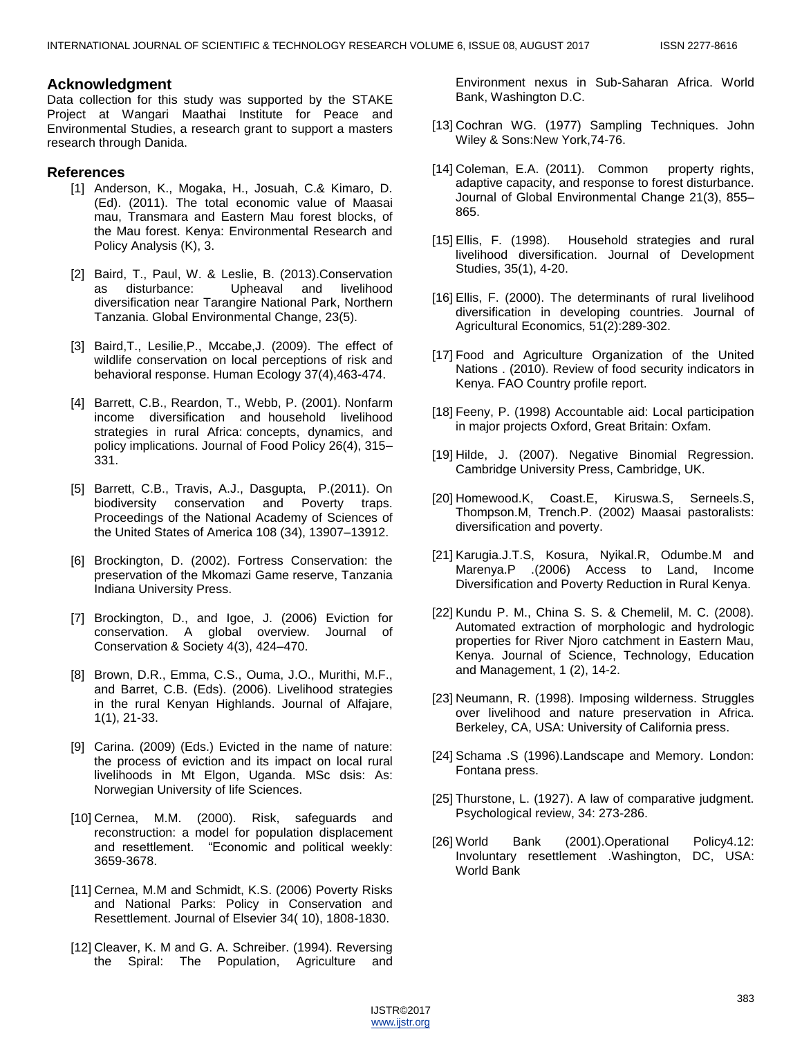## Acknowledgment

Data collection for this study was supported by the STAKE Project at Wangari Maathai Institute for Peace and Environmental Studies, a research grant to support a masters research through Danida.

## References

[1] Anderson, K., Mogaka, H., Josuah, C.& Kimaro, D. (Ed). (2011). The total economic value of Maasai mau, Transmara and Eastern Mau forest blocks, of the Mau forest. Kenya: Environmental Research and Policy Analysis (K), 3.

[2] Baird, T., Paul, W. & Leslie, B. (2013).Conservation as disturbance: Upheaval and livelihood diversification near Tarangire National Park, Northern Tanzania. Global Environmental Change, 23(5).

[3] Baird,T., Lesilie,P., Mccabe,J. (2009). The effect of wildlife conservation on local perceptions of risk and behavioral response. Human Ecology 37(4),463-474.

[4] Barrett, C.B., Reardon, T., Webb, P. (2001). Nonfarm income diversification and household livelihood strategies in rural Africa: concepts, dynamics, and policy implications. Journal of Food Policy 26(4), 315–331.

[5] Barrett, C.B., Travis, A.J., Dasgupta, P.(2011). On biodiversity conservation and Poverty traps. Proceedings of the National Academy of Sciences of the United States of America 108 (34), 13907–13912.

[6] Brockington, D. (2002). Fortress Conservation: the preservation of the Mkomazi Game reserve, Tanzania Indiana University Press.

[7] Brockington, D., and Igoe, J. (2006) Eviction for conservation. A global overview. Journal of Conservation & Society 4(3), 424–470.

[8] Brown, D.R., Emma, C.S., Ouma, J.O., Murithi, M.F., and Barret, C.B. (Eds). (2006). Livelihood strategies in the rural Kenyan Highlands. Journal of Alfajare, 1(1), 21-33.

[9] Carina. (2009) (Eds.) Evicted in the name of nature: the process of eviction and its impact on local rural livelihoods in Mt Elgon, Uganda. MSc dsis: As: Norwegian University of life Sciences.

[10] Cernea, M.M. (2000). Risk, safeguards and reconstruction: a model for population displacement and resettlement. "Economic and political weekly: 3659-3678.

[11] Cernea, M.M and Schmidt, K.S. (2006) Poverty Risks and National Parks: Policy in Conservation and Resettlement. Journal of Elsevier 34( 10), 1808-1830.

[12] Cleaver, K. M and G. A. Schreiber. (1994). Reversing the Spiral: The Population, Agriculture and Environment nexus in Sub-Saharan Africa. World Bank, Washington D.C.

[13] Cochran WG. (1977) Sampling Techniques. John Wiley & Sons:New York,74-76.

[14] Coleman, E.A. (2011). Common property rights, adaptive capacity, and response to forest disturbance. Journal of Global Environmental Change 21(3), 855–865.

[15] Ellis, F. (1998). Household strategies and rural livelihood diversification. Journal of Development Studies, 35(1), 4-20.

[16] Ellis, F. (2000). The determinants of rural livelihood diversification in developing countries. Journal of Agricultural Economics*,* 51(2):289-302.

[17] Food and Agriculture Organization of the United Nations . (2010). Review of food security indicators in Kenya. FAO Country profile report.

[18] Feeny, P. (1998) Accountable aid: Local participation in major projects Oxford, Great Britain: Oxfam.

[19] Hilde, J. (2007). Negative Binomial Regression. Cambridge University Press, Cambridge, UK.

[20] Homewood.K, Coast.E, Kiruswa.S, Serneels.S, Thompson.M, Trench.P. (2002) Maasai pastoralists: diversification and poverty.

[21] Karugia.J.T.S, Kosura, Nyikal.R, Odumbe.M and Marenya.P .(2006) Access to Land, Income Diversification and Poverty Reduction in Rural Kenya.

[22] Kundu P. M., China S. S. & Chemelil, M. C. (2008). Automated extraction of morphologic and hydrologic properties for River Njoro catchment in Eastern Mau, Kenya. Journal of Science, Technology, Education and Management, 1 (2), 14-2.

[23] Neumann, R. (1998). Imposing wilderness. Struggles over livelihood and nature preservation in Africa. Berkeley, CA, USA: University of California press.

[24] Schama .S (1996).Landscape and Memory. London: Fontana press.

[25] Thurstone, L. (1927). A law of comparative judgment. Psychological review, 34: 273-286.

[26] World Bank (2001).Operational Policy4.12: Involuntary resettlement .Washington, DC, USA: World Bank